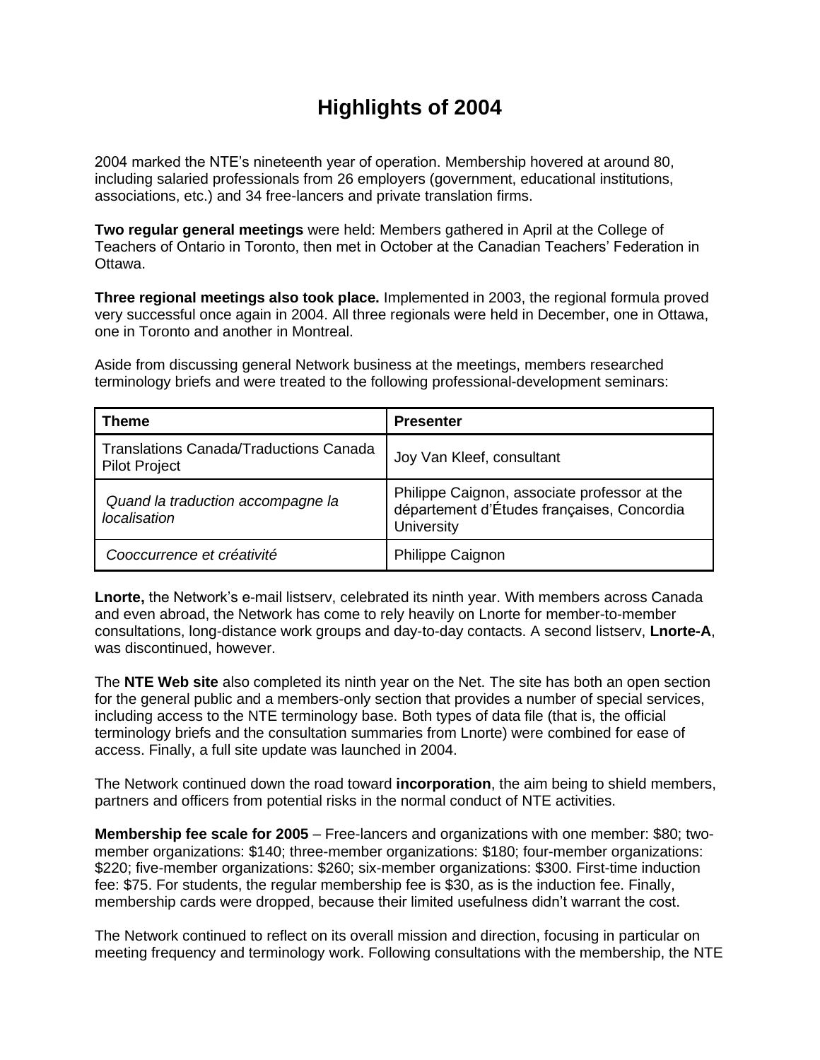# Highlights of 2004

2004 marked the NTE's nineteenth year of operation. Membership hovered at around 80, including salaried professionals from 26 employers (government, educational institutions, associations, etc.) and 34 free-lancers and private translation firms.

**Two regular general meetings** were held: Members gathered in April at the College of Teachers of Ontario in Toronto, then met in October at the Canadian Teachers' Federation in Ottawa.

**Three regional meetings also took place.** Implemented in 2003, the regional formula proved very successful once again in 2004. All three regionals were held in December, one in Ottawa, one in Toronto and another in Montreal.

Aside from discussing general Network business at the meetings, members researched terminology briefs and were treated to the following professional-development seminars:

| Theme | Presenter |
|---|---|
| Translations Canada/Traductions Canada Pilot Project | Joy Van Kleef, consultant |
| *Quand la traduction accompagne la localisation* | Philippe Caignon, associate professor at the département d'Études françaises, Concordia University |
| *Cooccurrence et créativité* | Philippe Caignon |

**Lnorte,** the Network's e-mail listserv, celebrated its ninth year. With members across Canada and even abroad, the Network has come to rely heavily on Lnorte for member-to-member consultations, long-distance work groups and day-to-day contacts. A second listserv, **Lnorte-A**, was discontinued, however.

The **NTE Web site** also completed its ninth year on the Net. The site has both an open section for the general public and a members-only section that provides a number of special services, including access to the NTE terminology base. Both types of data file (that is, the official terminology briefs and the consultation summaries from Lnorte) were combined for ease of access. Finally, a full site update was launched in 2004.

The Network continued down the road toward **incorporation**, the aim being to shield members, partners and officers from potential risks in the normal conduct of NTE activities.

**Membership fee scale for 2005** – Free-lancers and organizations with one member: $80; two-member organizations: $140; three-member organizations: $180; four-member organizations: $220; five-member organizations: $260; six-member organizations: $300. First-time induction fee: $75. For students, the regular membership fee is $30, as is the induction fee. Finally, membership cards were dropped, because their limited usefulness didn't warrant the cost.

The Network continued to reflect on its overall mission and direction, focusing in particular on meeting frequency and terminology work. Following consultations with the membership, the NTE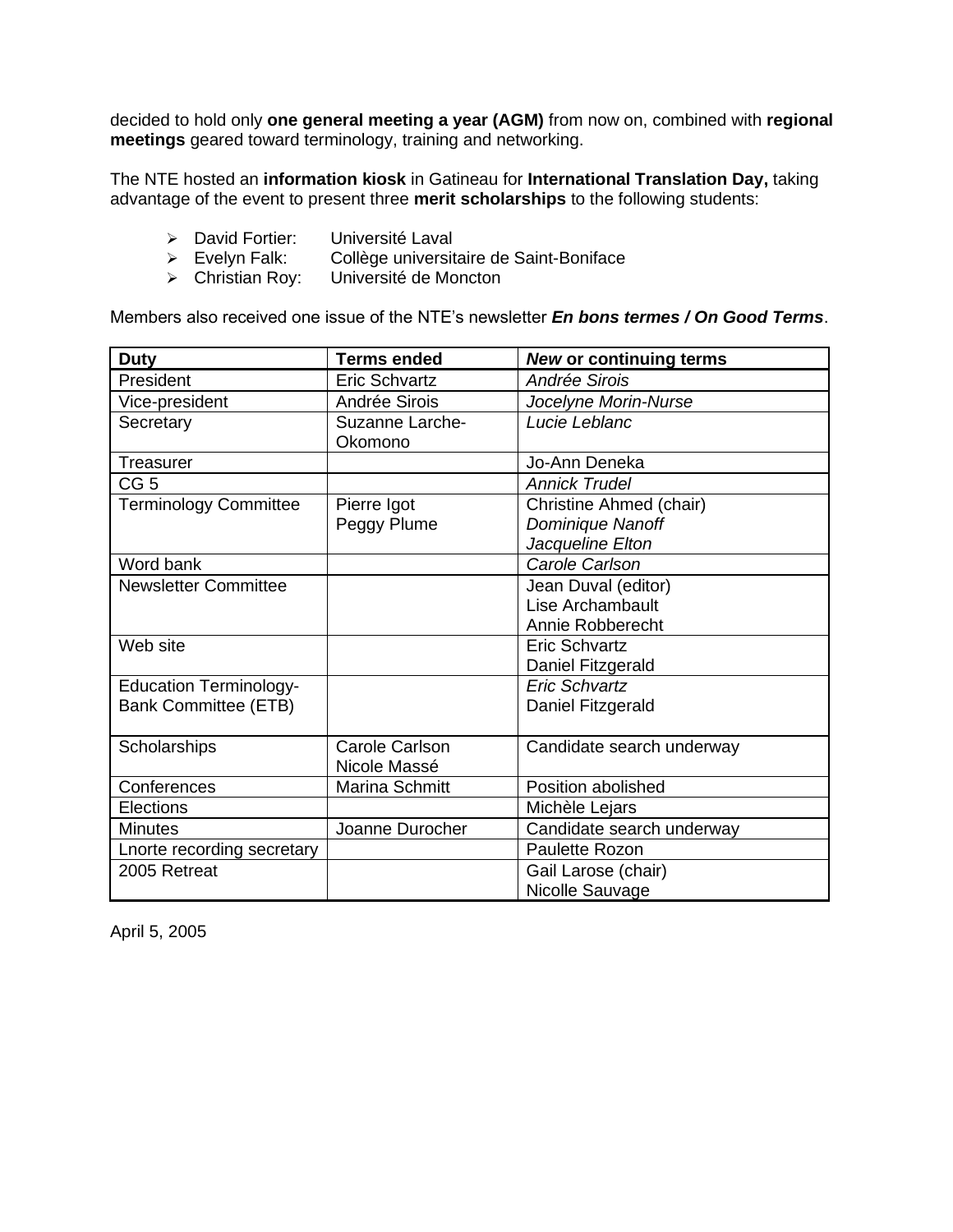decided to hold only **one general meeting a year (AGM)** from now on, combined with **regional meetings** geared toward terminology, training and networking.

The NTE hosted an **information kiosk** in Gatineau for **International Translation Day,** taking advantage of the event to present three **merit scholarships** to the following students:

- David Fortier: Université Laval
- Evelyn Falk: Collège universitaire de Saint-Boniface
- Christian Roy: Université de Moncton

Members also received one issue of the NTE's newsletter ***En bons termes / On Good Terms***.

| **Duty** | **Terms ended** | ***New* or continuing terms** |
|---|---|---|
| President | Eric Schvartz | *Andrée Sirois* |
| Vice-president | Andrée Sirois | *Jocelyne Morin-Nurse* |
| Secretary | Suzanne Larche-Okomono | *Lucie Leblanc* |
| Treasurer | | Jo-Ann Deneka |
| CG 5 | | *Annick Trudel* |
| Terminology Committee | Pierre Igot<br>Peggy Plume | Christine Ahmed (chair)<br>*Dominique Nanoff*<br>*Jacqueline Elton* |
| Word bank | | *Carole Carlson* |
| Newsletter Committee | | Jean Duval (editor)<br>Lise Archambault<br>Annie Robberecht |
| Web site | | Eric Schvartz<br>Daniel Fitzgerald |
| Education Terminology-Bank Committee (ETB) | | *Eric Schvartz*<br>Daniel Fitzgerald |
| Scholarships | Carole Carlson<br>Nicole Massé | Candidate search underway |
| Conferences | Marina Schmitt | Position abolished |
| Elections | | Michèle Lejars |
| Minutes | Joanne Durocher | Candidate search underway |
| Lnorte recording secretary | | Paulette Rozon |
| 2005 Retreat | | Gail Larose (chair)<br>Nicolle Sauvage |

April 5, 2005